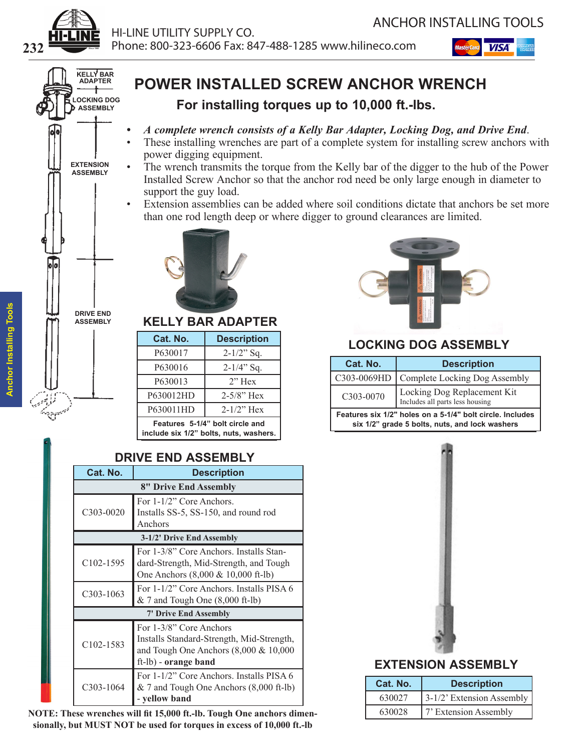# POWER INSTALLED SCREW ANCHOR WRENCH

## For installing torques up to 10,000 ft.-lbs.

- *A complete wrench consists of a Kelly Bar Adapter, Locking Dog, and Drive End.*
- These installing wrenches are part of a complete system for installing screw anchors with power digging equipment.
- The wrench transmits the torque from the Kelly bar of the digger to the hub of the Power Installed Screw Anchor so that the anchor rod need be only large enough in diameter to support the guy load.
- Extension assemblies can be added where soil conditions dictate that anchors be set more than one rod length deep or where digger to ground clearances are limited.

KELLY BAR ADAPTER

LOCKING DOG ASSEMBLY

EXTENSION ASSEMBLY

DRIVE END ASSEMBLY

## KELLY BAR ADAPTER

| Cat. No. | Description |
|---|---|
| P630017 | 2-1/2" Sq. |
| P630016 | 2-1/4" Sq. |
| P630013 | 2" Hex |
| P630012HD | 2-5/8" Hex |
| P630011HD | 2-1/2" Hex |
| **Features 5-1/4" bolt circle and include six 1/2" bolts, nuts, washers.** | |

## LOCKING DOG ASSEMBLY

| Cat. No. | Description |
|---|---|
| C303-0069HD | Complete Locking Dog Assembly |
| C303-0070 | Locking Dog Replacement Kit<br>Includes all parts less housing |
| **Features six 1/2" holes on a 5-1/4" bolt circle. Includes six 1/2" grade 5 bolts, nuts, and lock washers** | |

## DRIVE END ASSEMBLY

| Cat. No. | Description |
|---|---|
| **8" Drive End Assembly** | |
| C303-0020 | For 1-1/2" Core Anchors. Installs SS-5, SS-150, and round rod Anchors |
| **3-1/2' Drive End Assembly** | |
| C102-1595 | For 1-3/8" Core Anchors. Installs Standard-Strength, Mid-Strength, and Tough One Anchors (8,000 & 10,000 ft-lb) |
| C303-1063 | For 1-1/2" Core Anchors. Installs PISA 6 & 7 and Tough One (8,000 ft-lb) |
| **7' Drive End Assembly** | |
| C102-1583 | For 1-3/8" Core Anchors Installs Standard-Strength, Mid-Strength, and Tough One Anchors (8,000 & 10,000 ft-lb) - **orange band** |
| C303-1064 | For 1-1/2" Core Anchors. Installs PISA 6 & 7 and Tough One Anchors (8,000 ft-lb) - **yellow band** |

**NOTE: These wrenches will fit 15,000 ft.-lb. Tough One anchors dimensionally, but MUST NOT be used for torques in excess of 10,000 ft.-lb**

## EXTENSION ASSEMBLY

| Cat. No. | Description |
|---|---|
| 630027 | 3-1/2' Extension Assembly |
| 630028 | 7' Extension Assembly |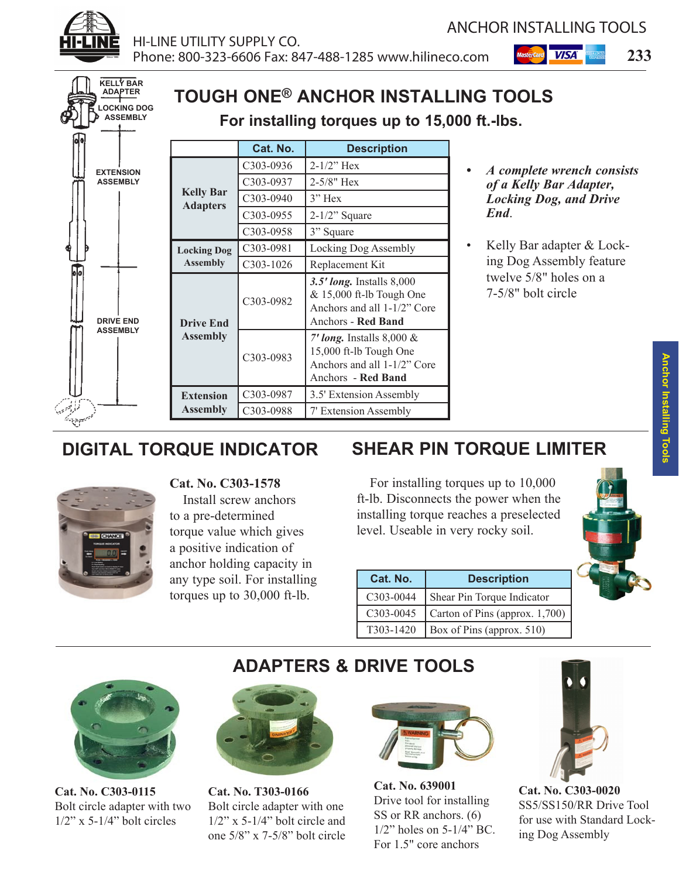# TOUGH ONE® ANCHOR INSTALLING TOOLS

## For installing torques up to 15,000 ft.-lbs.

KELLY BAR ADAPTER

LOCKING DOG ASSEMBLY

EXTENSION ASSEMBLY

DRIVE END ASSEMBLY

| | Cat. No. | Description |
|---|---|---|
| **Kelly Bar Adapters** | C303-0936 | 2-1/2" Hex |
| | C303-0937 | 2-5/8" Hex |
| | C303-0940 | 3" Hex |
| | C303-0955 | 2-1/2" Square |
| | C303-0958 | 3" Square |
| **Locking Dog Assembly** | C303-0981 | Locking Dog Assembly |
| | C303-1026 | Replacement Kit |
| **Drive End Assembly** | C303-0982 | ***3.5' long.*** Installs 8,000 & 15,000 ft-lb Tough One Anchors and all 1-1/2" Core Anchors - **Red Band** |
| | C303-0983 | ***7' long.*** Installs 8,000 & 15,000 ft-lb Tough One Anchors and all 1-1/2" Core Anchors - **Red Band** |
| **Extension Assembly** | C303-0987 | 3.5' Extension Assembly |
| | C303-0988 | 7' Extension Assembly |

- ***A complete wrench consists of a Kelly Bar Adapter, Locking Dog, and Drive End***.
- Kelly Bar adapter & Locking Dog Assembly feature twelve 5/8" holes on a 7-5/8" bolt circle

## DIGITAL TORQUE INDICATOR

**Cat. No. C303-1578**

Install screw anchors to a pre-determined torque value which gives a positive indication of anchor holding capacity in any type soil. For installing torques up to 30,000 ft-lb.

## SHEAR PIN TORQUE LIMITER

For installing torques up to 10,000 ft-lb. Disconnects the power when the installing torque reaches a preselected level. Useable in very rocky soil.

| Cat. No. | Description |
|---|---|
| C303-0044 | Shear Pin Torque Indicator |
| C303-0045 | Carton of Pins (approx. 1,700) |
| T303-1420 | Box of Pins (approx. 510) |

## ADAPTERS & DRIVE TOOLS

**Cat. No. C303-0115**
Bolt circle adapter with two 1/2" x 5-1/4" bolt circles

**Cat. No. T303-0166**
Bolt circle adapter with one 1/2" x 5-1/4" bolt circle and one 5/8" x 7-5/8" bolt circle

**Cat. No. 639001**
Drive tool for installing SS or RR anchors. (6) 1/2" holes on 5-1/4" BC. For 1.5" core anchors

**Cat. No. C303-0020**
SS5/SS150/RR Drive Tool for use with Standard Locking Dog Assembly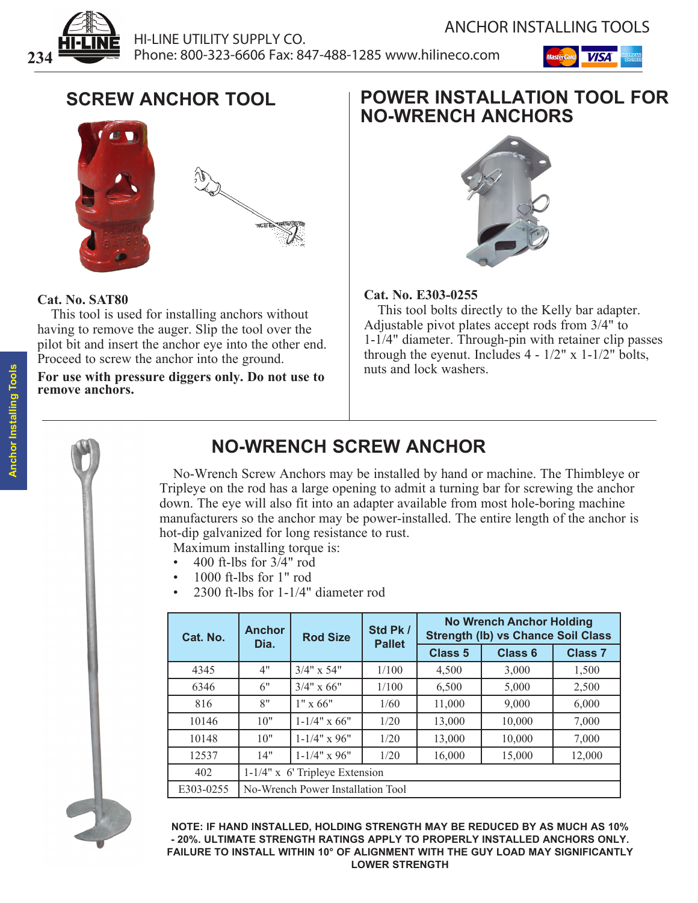## SCREW ANCHOR TOOL

**Cat. No. SAT80**

This tool is used for installing anchors without having to remove the auger. Slip the tool over the pilot bit and insert the anchor eye into the other end. Proceed to screw the anchor into the ground.

**For use with pressure diggers only. Do not use to remove anchors.**

## POWER INSTALLATION TOOL FOR NO-WRENCH ANCHORS

**Cat. No. E303-0255**

This tool bolts directly to the Kelly bar adapter. Adjustable pivot plates accept rods from 3/4" to 1-1/4" diameter. Through-pin with retainer clip passes through the eyenut. Includes 4 - 1/2" x 1-1/2" bolts, nuts and lock washers.

## NO-WRENCH SCREW ANCHOR

No-Wrench Screw Anchors may be installed by hand or machine. The Thimbleye or Tripleye on the rod has a large opening to admit a turning bar for screwing the anchor down. The eye will also fit into an adapter available from most hole-boring machine manufacturers so the anchor may be power-installed. The entire length of the anchor is hot-dip galvanized for long resistance to rust.

Maximum installing torque is:

- 400 ft-lbs for 3/4" rod
- 1000 ft-lbs for 1" rod
- 2300 ft-lbs for 1-1/4" diameter rod

| Cat. No. | Anchor Dia. | Rod Size | Std Pk / Pallet | No Wrench Anchor Holding Strength (lb) vs Chance Soil Class | | |
|---|---|---|---|---|---|---|
| | | | | Class 5 | Class 6 | Class 7 |
| 4345 | 4" | 3/4" x 54" | 1/100 | 4,500 | 3,000 | 1,500 |
| 6346 | 6" | 3/4" x 66" | 1/100 | 6,500 | 5,000 | 2,500 |
| 816 | 8" | 1" x 66" | 1/60 | 11,000 | 9,000 | 6,000 |
| 10146 | 10" | 1-1/4" x 66" | 1/20 | 13,000 | 10,000 | 7,000 |
| 10148 | 10" | 1-1/4" x 96" | 1/20 | 13,000 | 10,000 | 7,000 |
| 12537 | 14" | 1-1/4" x 96" | 1/20 | 16,000 | 15,000 | 12,000 |
| 402 | 1-1/4" x 6' Tripleye Extension | | | | | |
| E303-0255 | No-Wrench Power Installation Tool | | | | | |

**NOTE: IF HAND INSTALLED, HOLDING STRENGTH MAY BE REDUCED BY AS MUCH AS 10% - 20%. ULTIMATE STRENGTH RATINGS APPLY TO PROPERLY INSTALLED ANCHORS ONLY. FAILURE TO INSTALL WITHIN 10° OF ALIGNMENT WITH THE GUY LOAD MAY SIGNIFICANTLY LOWER STRENGTH**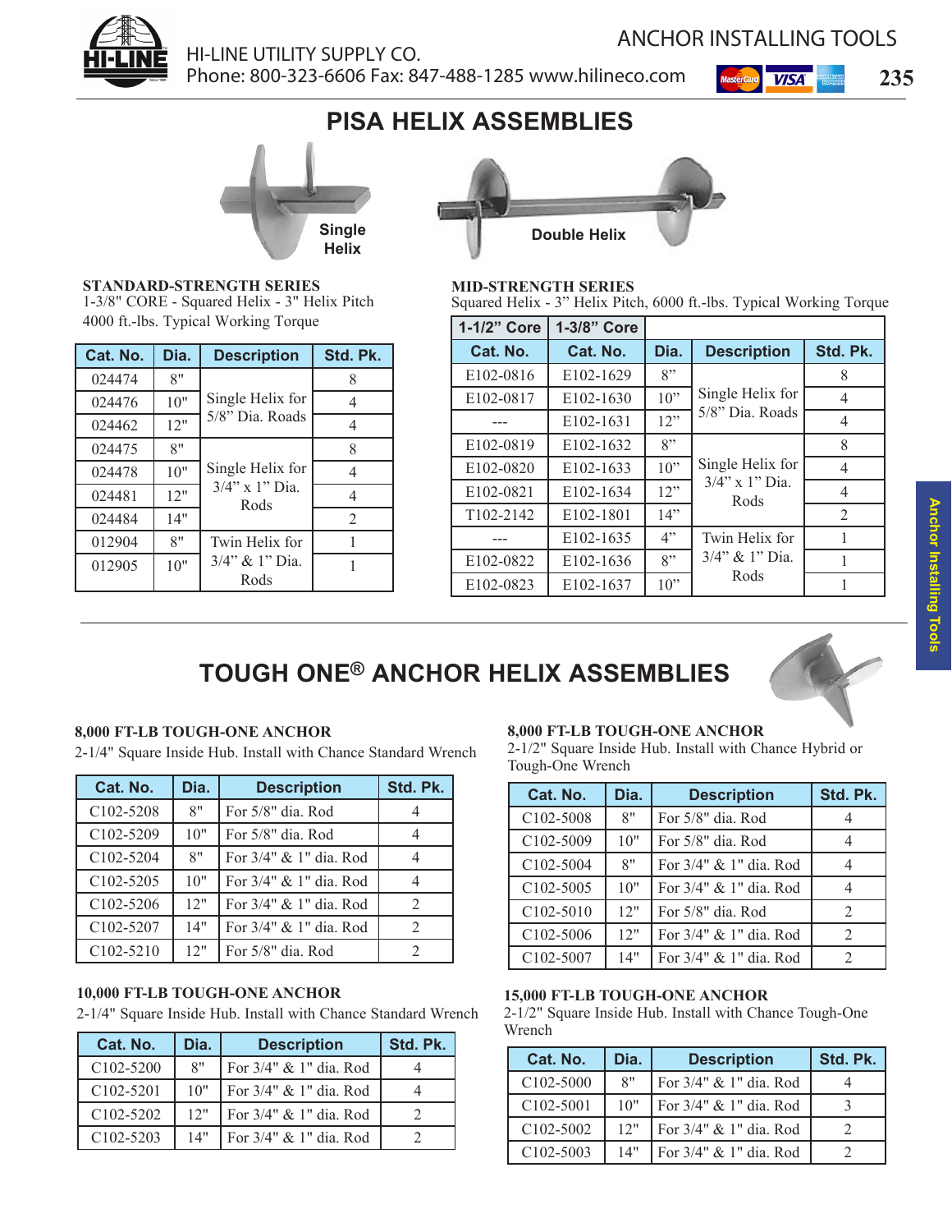# PISA HELIX ASSEMBLIES

Single Helix

Double Helix

**STANDARD-STRENGTH SERIES**
1-3/8" CORE - Squared Helix - 3" Helix Pitch
4000 ft.-lbs. Typical Working Torque

| Cat. No. | Dia. | Description | Std. Pk. |
|---|---|---|---|
| 024474 | 8" | Single Helix for 5/8" Dia. Roads | 8 |
| 024476 | 10" | | 4 |
| 024462 | 12" | | 4 |
| 024475 | 8" | Single Helix for 3/4" x 1" Dia. Rods | 8 |
| 024478 | 10" | | 4 |
| 024481 | 12" | | 4 |
| 024484 | 14" | | 2 |
| 012904 | 8" | Twin Helix for 3/4" & 1" Dia. Rods | 1 |
| 012905 | 10" | | 1 |

**MID-STRENGTH SERIES**
Squared Helix - 3" Helix Pitch, 6000 ft.-lbs. Typical Working Torque

| 1-1/2" Core | 1-3/8" Core | | | |
|---|---|---|---|---|
| Cat. No. | Cat. No. | Dia. | Description | Std. Pk. |
| E102-0816 | E102-1629 | 8" | Single Helix for 5/8" Dia. Roads | 8 |
| E102-0817 | E102-1630 | 10" | | 4 |
| --- | E102-1631 | 12" | | 4 |
| E102-0819 | E102-1632 | 8" | Single Helix for 3/4" x 1" Dia. Rods | 8 |
| E102-0820 | E102-1633 | 10" | | 4 |
| E102-0821 | E102-1634 | 12" | | 4 |
| T102-2142 | E102-1801 | 14" | | 2 |
| --- | E102-1635 | 4" | Twin Helix for 3/4" & 1" Dia. Rods | 1 |
| E102-0822 | E102-1636 | 8" | | 1 |
| E102-0823 | E102-1637 | 10" | | 1 |

# TOUGH ONE® ANCHOR HELIX ASSEMBLIES

**8,000 FT-LB TOUGH-ONE ANCHOR**
2-1/4" Square Inside Hub. Install with Chance Standard Wrench

| Cat. No. | Dia. | Description | Std. Pk. |
|---|---|---|---|
| C102-5208 | 8" | For 5/8" dia. Rod | 4 |
| C102-5209 | 10" | For 5/8" dia. Rod | 4 |
| C102-5204 | 8" | For 3/4" & 1" dia. Rod | 4 |
| C102-5205 | 10" | For 3/4" & 1" dia. Rod | 4 |
| C102-5206 | 12" | For 3/4" & 1" dia. Rod | 2 |
| C102-5207 | 14" | For 3/4" & 1" dia. Rod | 2 |
| C102-5210 | 12" | For 5/8" dia. Rod | 2 |

**10,000 FT-LB TOUGH-ONE ANCHOR**
2-1/4" Square Inside Hub. Install with Chance Standard Wrench

| Cat. No. | Dia. | Description | Std. Pk. |
|---|---|---|---|
| C102-5200 | 8" | For 3/4" & 1" dia. Rod | 4 |
| C102-5201 | 10" | For 3/4" & 1" dia. Rod | 4 |
| C102-5202 | 12" | For 3/4" & 1" dia. Rod | 2 |
| C102-5203 | 14" | For 3/4" & 1" dia. Rod | 2 |

**8,000 FT-LB TOUGH-ONE ANCHOR**
2-1/2" Square Inside Hub. Install with Chance Hybrid or Tough-One Wrench

| Cat. No. | Dia. | Description | Std. Pk. |
|---|---|---|---|
| C102-5008 | 8" | For 5/8" dia. Rod | 4 |
| C102-5009 | 10" | For 5/8" dia. Rod | 4 |
| C102-5004 | 8" | For 3/4" & 1" dia. Rod | 4 |
| C102-5005 | 10" | For 3/4" & 1" dia. Rod | 4 |
| C102-5010 | 12" | For 5/8" dia. Rod | 2 |
| C102-5006 | 12" | For 3/4" & 1" dia. Rod | 2 |
| C102-5007 | 14" | For 3/4" & 1" dia. Rod | 2 |

**15,000 FT-LB TOUGH-ONE ANCHOR**
2-1/2" Square Inside Hub. Install with Chance Tough-One Wrench

| Cat. No. | Dia. | Description | Std. Pk. |
|---|---|---|---|
| C102-5000 | 8" | For 3/4" & 1" dia. Rod | 4 |
| C102-5001 | 10" | For 3/4" & 1" dia. Rod | 3 |
| C102-5002 | 12" | For 3/4" & 1" dia. Rod | 2 |
| C102-5003 | 14" | For 3/4" & 1" dia. Rod | 2 |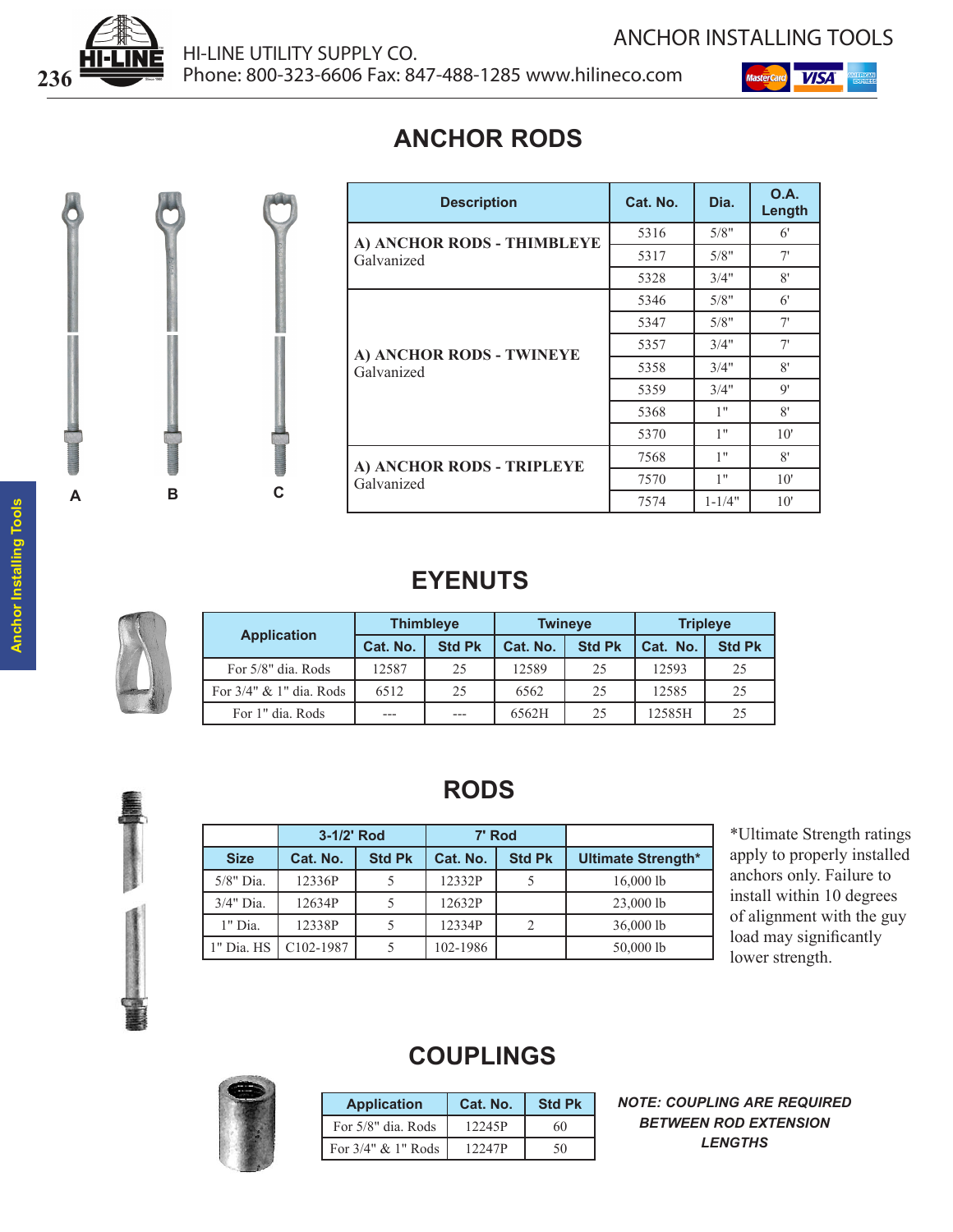# ANCHOR INSTALLING TOOLS

HI-LINE UTILITY SUPPLY CO.
Phone: 800-323-6606 Fax: 847-488-1285 www.hilineco.com

## ANCHOR RODS

A B C

| Description | Cat. No. | Dia. | O.A. Length |
|---|---|---|---|
| **A) ANCHOR RODS - THIMBLEYE** Galvanized | 5316 | 5/8" | 6' |
| | 5317 | 5/8" | 7' |
| | 5328 | 3/4" | 8' |
| **A) ANCHOR RODS - TWINEYE** Galvanized | 5346 | 5/8" | 6' |
| | 5347 | 5/8" | 7' |
| | 5357 | 3/4" | 7' |
| | 5358 | 3/4" | 8' |
| | 5359 | 3/4" | 9' |
| | 5368 | 1" | 8' |
| | 5370 | 1" | 10' |
| **A) ANCHOR RODS - TRIPLEYE** Galvanized | 7568 | 1" | 8' |
| | 7570 | 1" | 10' |
| | 7574 | 1-1/4" | 10' |

## EYENUTS

| Application | Thimbleye | | Twineye | | Tripleye | |
|---|---|---|---|---|---|---|
| | Cat. No. | Std Pk | Cat. No. | Std Pk | Cat. No. | Std Pk |
| For 5/8" dia. Rods | 12587 | 25 | 12589 | 25 | 12593 | 25 |
| For 3/4" & 1" dia. Rods | 6512 | 25 | 6562 | 25 | 12585 | 25 |
| For 1" dia. Rods | --- | --- | 6562H | 25 | 12585H | 25 |

## RODS

| | 3-1/2' Rod | | 7' Rod | | |
|---|---|---|---|---|---|
| Size | Cat. No. | Std Pk | Cat. No. | Std Pk | Ultimate Strength* |
| 5/8" Dia. | 12336P | 5 | 12332P | 5 | 16,000 lb |
| 3/4" Dia. | 12634P | 5 | 12632P | | 23,000 lb |
| 1" Dia. | 12338P | 5 | 12334P | 2 | 36,000 lb |
| 1" Dia. HS | C102-1987 | 5 | 102-1986 | | 50,000 lb |

*Ultimate Strength ratings apply to properly installed anchors only. Failure to install within 10 degrees of alignment with the guy load may significantly lower strength.

## COUPLINGS

| Application | Cat. No. | Std Pk |
|---|---|---|
| For 5/8" dia. Rods | 12245P | 60 |
| For 3/4" & 1" Rods | 12247P | 50 |

***NOTE: COUPLING ARE REQUIRED BETWEEN ROD EXTENSION LENGTHS***

Anchor Installing Tools